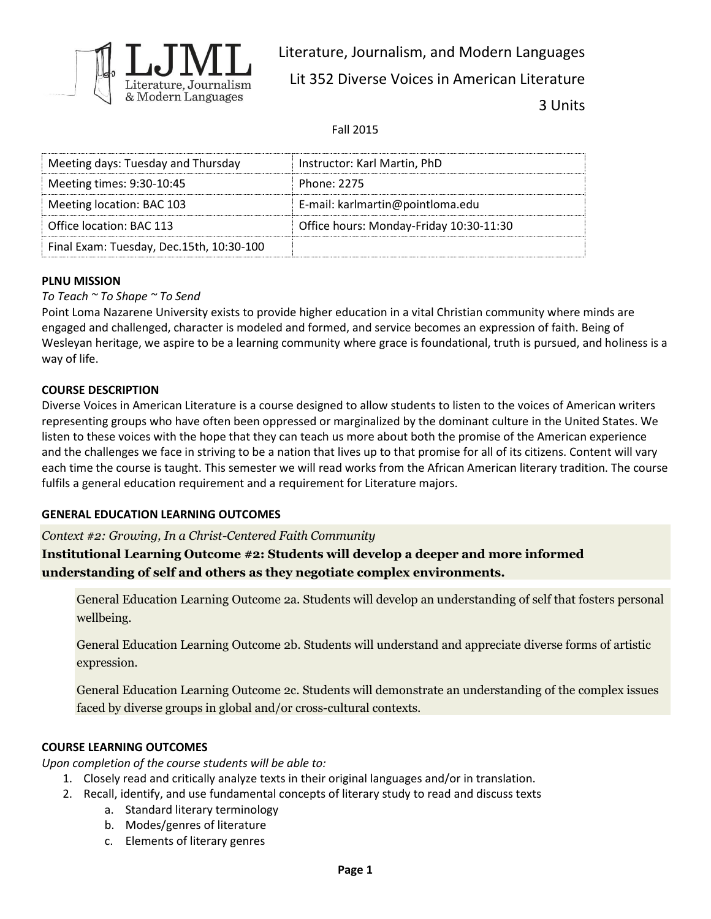# Literature, Journalism, and Modern Languages

## Lit 352 Diverse Voices in American Literature

3 Units

Fall 2015

| Meeting days: Tuesday and Thursday | Instructor: Karl Martin, PhD |
|---|---|
| Meeting times: 9:30-10:45 | Phone: 2275 |
| Meeting location: BAC 103 | E-mail: karlmartin@pointloma.edu |
| Office location: BAC 113 | Office hours: Monday-Friday 10:30-11:30 |
| Final Exam: Tuesday, Dec.15th, 10:30-100 | |

**PLNU MISSION**

*To Teach ~ To Shape ~ To Send*

Point Loma Nazarene University exists to provide higher education in a vital Christian community where minds are engaged and challenged, character is modeled and formed, and service becomes an expression of faith. Being of Wesleyan heritage, we aspire to be a learning community where grace is foundational, truth is pursued, and holiness is a way of life.

**COURSE DESCRIPTION**

Diverse Voices in American Literature is a course designed to allow students to listen to the voices of American writers representing groups who have often been oppressed or marginalized by the dominant culture in the United States. We listen to these voices with the hope that they can teach us more about both the promise of the American experience and the challenges we face in striving to be a nation that lives up to that promise for all of its citizens. Content will vary each time the course is taught. This semester we will read works from the African American literary tradition. The course fulfils a general education requirement and a requirement for Literature majors.

**GENERAL EDUCATION LEARNING OUTCOMES**

*Context #2: Growing, In a Christ-Centered Faith Community*

**Institutional Learning Outcome #2: Students will develop a deeper and more informed understanding of self and others as they negotiate complex environments.**

General Education Learning Outcome 2a. Students will develop an understanding of self that fosters personal wellbeing.

General Education Learning Outcome 2b. Students will understand and appreciate diverse forms of artistic expression.

General Education Learning Outcome 2c. Students will demonstrate an understanding of the complex issues faced by diverse groups in global and/or cross-cultural contexts.

**COURSE LEARNING OUTCOMES**

*Upon completion of the course students will be able to:*

1. Closely read and critically analyze texts in their original languages and/or in translation.
2. Recall, identify, and use fundamental concepts of literary study to read and discuss texts
    a. Standard literary terminology
    b. Modes/genres of literature
    c. Elements of literary genres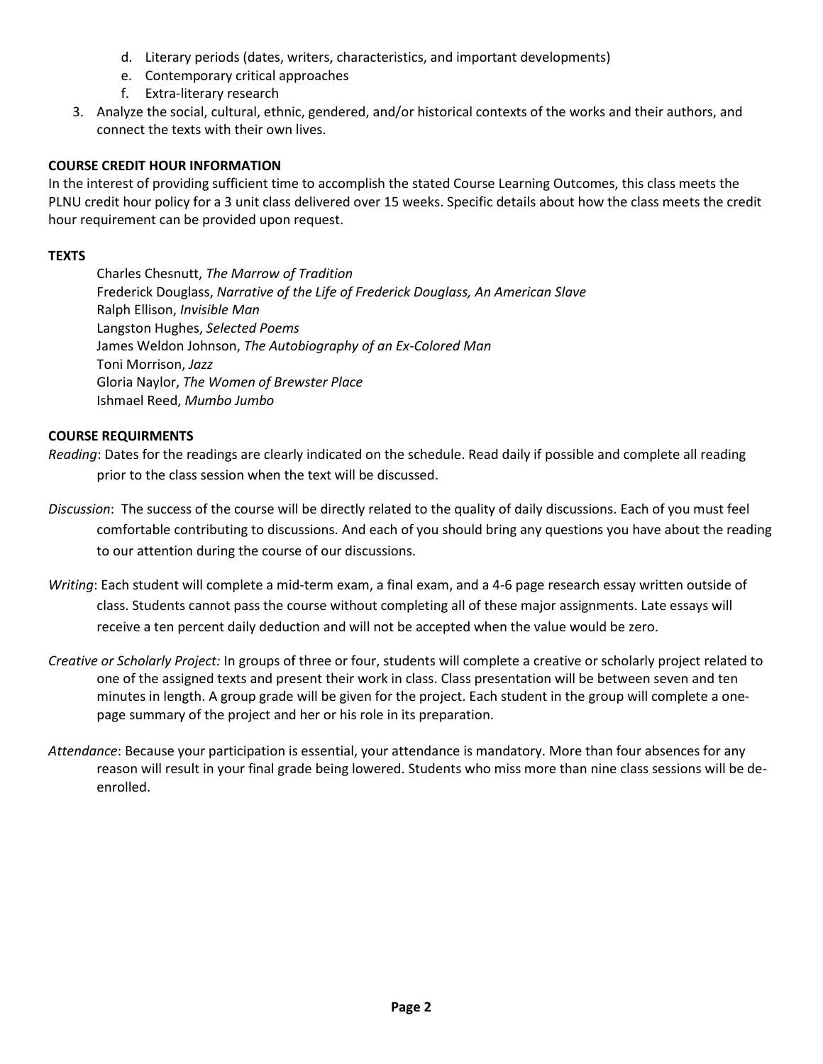d. Literary periods (dates, writers, characteristics, and important developments)
   e. Contemporary critical approaches
   f. Extra-literary research
3. Analyze the social, cultural, ethnic, gendered, and/or historical contexts of the works and their authors, and connect the texts with their own lives.

**COURSE CREDIT HOUR INFORMATION**

In the interest of providing sufficient time to accomplish the stated Course Learning Outcomes, this class meets the PLNU credit hour policy for a 3 unit class delivered over 15 weeks. Specific details about how the class meets the credit hour requirement can be provided upon request.

**TEXTS**

Charles Chesnutt, *The Marrow of Tradition*
Frederick Douglass, *Narrative of the Life of Frederick Douglass, An American Slave*
Ralph Ellison, *Invisible Man*
Langston Hughes, *Selected Poems*
James Weldon Johnson, *The Autobiography of an Ex-Colored Man*
Toni Morrison, *Jazz*
Gloria Naylor, *The Women of Brewster Place*
Ishmael Reed, *Mumbo Jumbo*

**COURSE REQUIRMENTS**

*Reading*: Dates for the readings are clearly indicated on the schedule. Read daily if possible and complete all reading prior to the class session when the text will be discussed.

*Discussion*: The success of the course will be directly related to the quality of daily discussions. Each of you must feel comfortable contributing to discussions. And each of you should bring any questions you have about the reading to our attention during the course of our discussions.

*Writing*: Each student will complete a mid-term exam, a final exam, and a 4-6 page research essay written outside of class. Students cannot pass the course without completing all of these major assignments. Late essays will receive a ten percent daily deduction and will not be accepted when the value would be zero.

*Creative or Scholarly Project:* In groups of three or four, students will complete a creative or scholarly project related to one of the assigned texts and present their work in class. Class presentation will be between seven and ten minutes in length. A group grade will be given for the project. Each student in the group will complete a one-page summary of the project and her or his role in its preparation.

*Attendance*: Because your participation is essential, your attendance is mandatory. More than four absences for any reason will result in your final grade being lowered. Students who miss more than nine class sessions will be de-enrolled.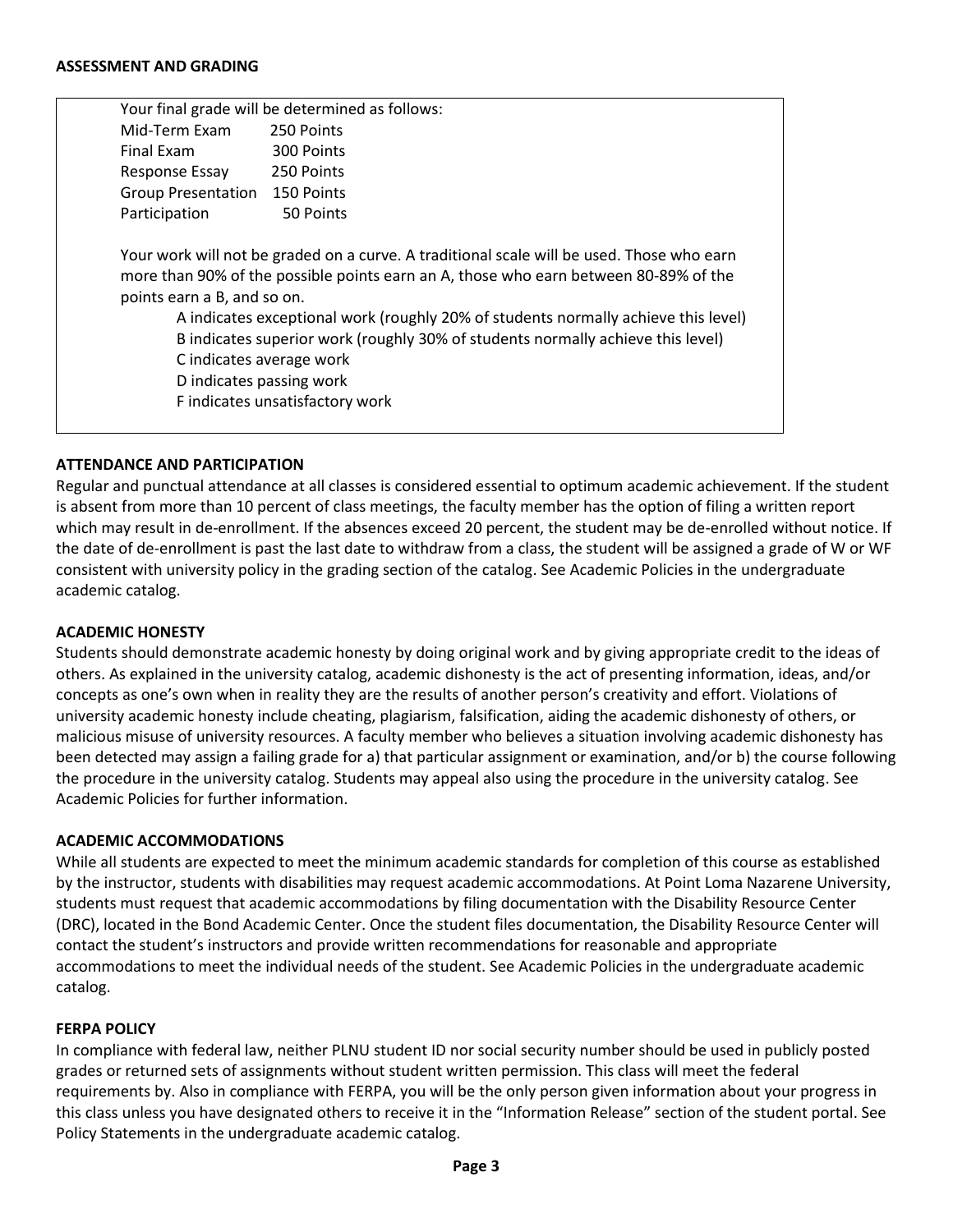**ASSESSMENT AND GRADING**

Your final grade will be determined as follows:

| | |
|---|---|
| Mid-Term Exam | 250 Points |
| Final Exam | 300 Points |
| Response Essay | 250 Points |
| Group Presentation | 150 Points |
| Participation | 50 Points |

Your work will not be graded on a curve. A traditional scale will be used. Those who earn more than 90% of the possible points earn an A, those who earn between 80-89% of the points earn a B, and so on.

- A indicates exceptional work (roughly 20% of students normally achieve this level)
- B indicates superior work (roughly 30% of students normally achieve this level)
- C indicates average work
- D indicates passing work
- F indicates unsatisfactory work

**ATTENDANCE AND PARTICIPATION**

Regular and punctual attendance at all classes is considered essential to optimum academic achievement. If the student is absent from more than 10 percent of class meetings, the faculty member has the option of filing a written report which may result in de-enrollment. If the absences exceed 20 percent, the student may be de-enrolled without notice. If the date of de-enrollment is past the last date to withdraw from a class, the student will be assigned a grade of W or WF consistent with university policy in the grading section of the catalog. See Academic Policies in the undergraduate academic catalog.

**ACADEMIC HONESTY**

Students should demonstrate academic honesty by doing original work and by giving appropriate credit to the ideas of others. As explained in the university catalog, academic dishonesty is the act of presenting information, ideas, and/or concepts as one's own when in reality they are the results of another person's creativity and effort. Violations of university academic honesty include cheating, plagiarism, falsification, aiding the academic dishonesty of others, or malicious misuse of university resources. A faculty member who believes a situation involving academic dishonesty has been detected may assign a failing grade for a) that particular assignment or examination, and/or b) the course following the procedure in the university catalog. Students may appeal also using the procedure in the university catalog. See Academic Policies for further information.

**ACADEMIC ACCOMMODATIONS**

While all students are expected to meet the minimum academic standards for completion of this course as established by the instructor, students with disabilities may request academic accommodations. At Point Loma Nazarene University, students must request that academic accommodations by filing documentation with the Disability Resource Center (DRC), located in the Bond Academic Center. Once the student files documentation, the Disability Resource Center will contact the student's instructors and provide written recommendations for reasonable and appropriate accommodations to meet the individual needs of the student. See Academic Policies in the undergraduate academic catalog.

**FERPA POLICY**

In compliance with federal law, neither PLNU student ID nor social security number should be used in publicly posted grades or returned sets of assignments without student written permission. This class will meet the federal requirements by. Also in compliance with FERPA, you will be the only person given information about your progress in this class unless you have designated others to receive it in the "Information Release" section of the student portal. See Policy Statements in the undergraduate academic catalog.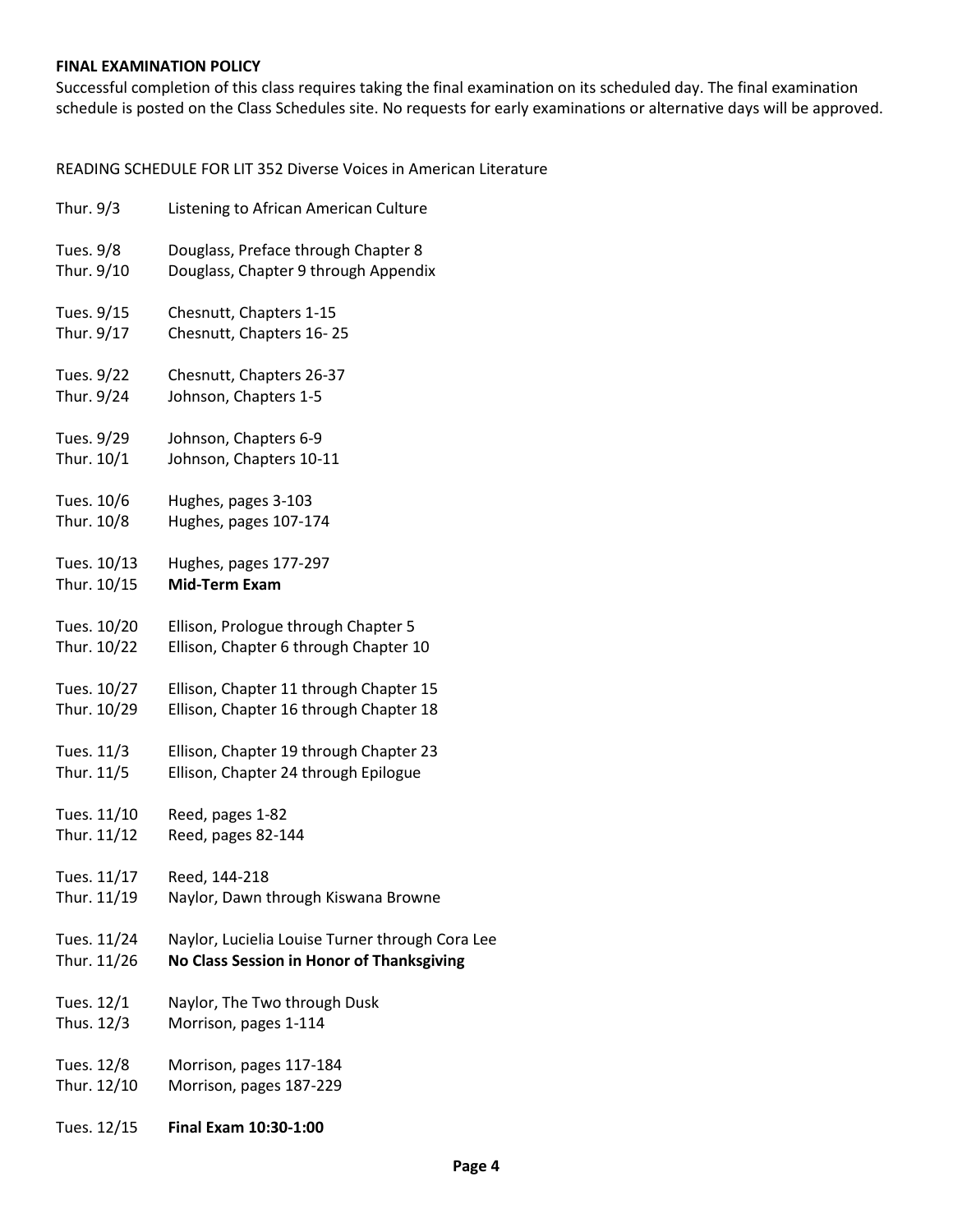**FINAL EXAMINATION POLICY**

Successful completion of this class requires taking the final examination on its scheduled day. The final examination schedule is posted on the Class Schedules site. No requests for early examinations or alternative days will be approved.

READING SCHEDULE FOR LIT 352 Diverse Voices in American Literature

| | |
|---|---|
| Thur. 9/3 | Listening to African American Culture |
| Tues. 9/8 | Douglass, Preface through Chapter 8 |
| Thur. 9/10 | Douglass, Chapter 9 through Appendix |
| Tues. 9/15 | Chesnutt, Chapters 1-15 |
| Thur. 9/17 | Chesnutt, Chapters 16- 25 |
| Tues. 9/22 | Chesnutt, Chapters 26-37 |
| Thur. 9/24 | Johnson, Chapters 1-5 |
| Tues. 9/29 | Johnson, Chapters 6-9 |
| Thur. 10/1 | Johnson, Chapters 10-11 |
| Tues. 10/6 | Hughes, pages 3-103 |
| Thur. 10/8 | Hughes, pages 107-174 |
| Tues. 10/13 | Hughes, pages 177-297 |
| Thur. 10/15 | **Mid-Term Exam** |
| Tues. 10/20 | Ellison, Prologue through Chapter 5 |
| Thur. 10/22 | Ellison, Chapter 6 through Chapter 10 |
| Tues. 10/27 | Ellison, Chapter 11 through Chapter 15 |
| Thur. 10/29 | Ellison, Chapter 16 through Chapter 18 |
| Tues. 11/3 | Ellison, Chapter 19 through Chapter 23 |
| Thur. 11/5 | Ellison, Chapter 24 through Epilogue |
| Tues. 11/10 | Reed, pages 1-82 |
| Thur. 11/12 | Reed, pages 82-144 |
| Tues. 11/17 | Reed, 144-218 |
| Thur. 11/19 | Naylor, Dawn through Kiswana Browne |
| Tues. 11/24 | Naylor, Lucielia Louise Turner through Cora Lee |
| Thur. 11/26 | **No Class Session in Honor of Thanksgiving** |
| Tues. 12/1 | Naylor, The Two through Dusk |
| Thus. 12/3 | Morrison, pages 1-114 |
| Tues. 12/8 | Morrison, pages 117-184 |
| Thur. 12/10 | Morrison, pages 187-229 |
| Tues. 12/15 | **Final Exam 10:30-1:00** |